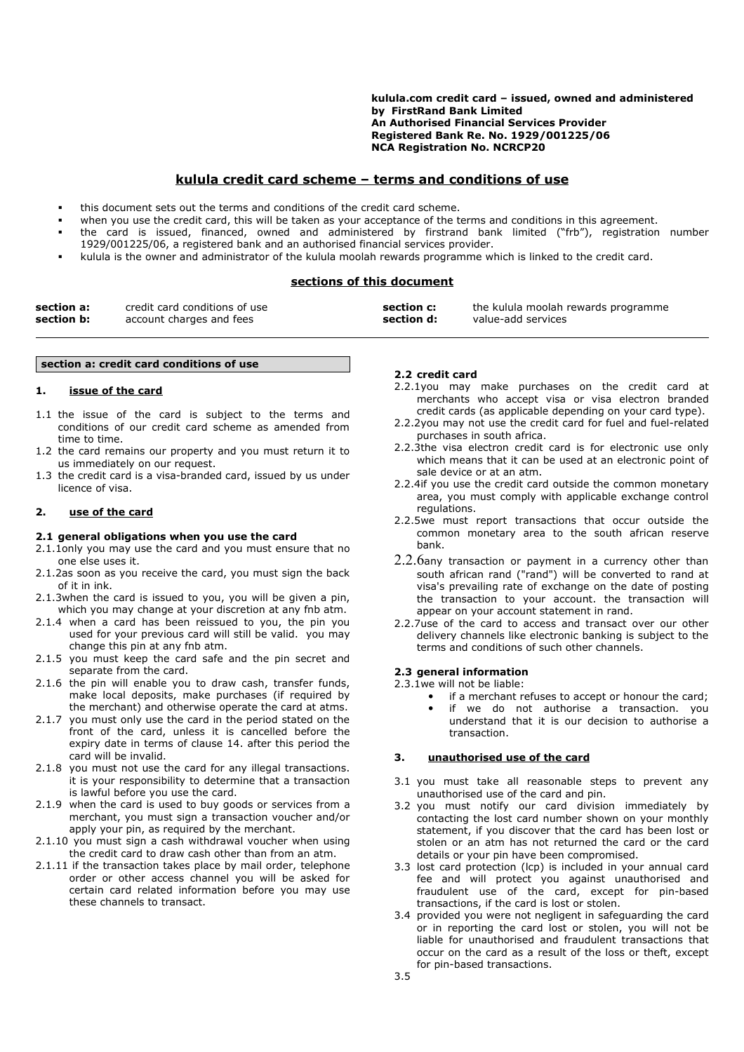**kulula.com credit card – issued, owned and administered by FirstRand Bank Limited**
**An Authorised Financial Services Provider**
**Registered Bank Re. No. 1929/001225/06**
**NCA Registration No. NCRCP20**

# kulula credit card scheme – terms and conditions of use

- this document sets out the terms and conditions of the credit card scheme.
- when you use the credit card, this will be taken as your acceptance of the terms and conditions in this agreement.
- the card is issued, financed, owned and administered by firstrand bank limited ("frb"), registration number 1929/001225/06, a registered bank and an authorised financial services provider.
- kulula is the owner and administrator of the kulula moolah rewards programme which is linked to the credit card.

## sections of this document

| | | | |
|---|---|---|---|
| **section a:** | credit card conditions of use | **section c:** | the kulula moolah rewards programme |
| **section b:** | account charges and fees | **section d:** | value-add services |

## section a: credit card conditions of use

### 1. issue of the card

1.1 the issue of the card is subject to the terms and conditions of our credit card scheme as amended from time to time.

1.2 the card remains our property and you must return it to us immediately on our request.

1.3 the credit card is a visa-branded card, issued by us under licence of visa.

### 2. use of the card

#### 2.1 general obligations when you use the card

2.1.1 only you may use the card and you must ensure that no one else uses it.

2.1.2 as soon as you receive the card, you must sign the back of it in ink.

2.1.3 when the card is issued to you, you will be given a pin, which you may change at your discretion at any fnb atm.

2.1.4 when a card has been reissued to you, the pin you used for your previous card will still be valid. you may change this pin at any fnb atm.

2.1.5 you must keep the card safe and the pin secret and separate from the card.

2.1.6 the pin will enable you to draw cash, transfer funds, make local deposits, make purchases (if required by the merchant) and otherwise operate the card at atms.

2.1.7 you must only use the card in the period stated on the front of the card, unless it is cancelled before the expiry date in terms of clause 14. after this period the card will be invalid.

2.1.8 you must not use the card for any illegal transactions. it is your responsibility to determine that a transaction is lawful before you use the card.

2.1.9 when the card is used to buy goods or services from a merchant, you must sign a transaction voucher and/or apply your pin, as required by the merchant.

2.1.10 you must sign a cash withdrawal voucher when using the credit card to draw cash other than from an atm.

2.1.11 if the transaction takes place by mail order, telephone order or other access channel you will be asked for certain card related information before you may use these channels to transact.

#### 2.2 credit card

2.2.1 you may make purchases on the credit card at merchants who accept visa or visa electron branded credit cards (as applicable depending on your card type).

2.2.2 you may not use the credit card for fuel and fuel-related purchases in south africa.

2.2.3 the visa electron credit card is for electronic use only which means that it can be used at an electronic point of sale device or at an atm.

2.2.4 if you use the credit card outside the common monetary area, you must comply with applicable exchange control regulations.

2.2.5 we must report transactions that occur outside the common monetary area to the south african reserve bank.

2.2.6 any transaction or payment in a currency other than south african rand ("rand") will be converted to rand at visa's prevailing rate of exchange on the date of posting the transaction to your account. the transaction will appear on your account statement in rand.

2.2.7 use of the card to access and transact over our other delivery channels like electronic banking is subject to the terms and conditions of such other channels.

#### 2.3 general information

2.3.1 we will not be liable:

- if a merchant refuses to accept or honour the card;
- if we do not authorise a transaction. you understand that it is our decision to authorise a transaction.

### 3. unauthorised use of the card

3.1 you must take all reasonable steps to prevent any unauthorised use of the card and pin.

3.2 you must notify our card division immediately by contacting the lost card number shown on your monthly statement, if you discover that the card has been lost or stolen or an atm has not returned the card or the card details or your pin have been compromised.

3.3 lost card protection (lcp) is included in your annual card fee and will protect you against unauthorised and fraudulent use of the card, except for pin-based transactions, if the card is lost or stolen.

3.4 provided you were not negligent in safeguarding the card or in reporting the card lost or stolen, you will not be liable for unauthorised and fraudulent transactions that occur on the card as a result of the loss or theft, except for pin-based transactions.

3.5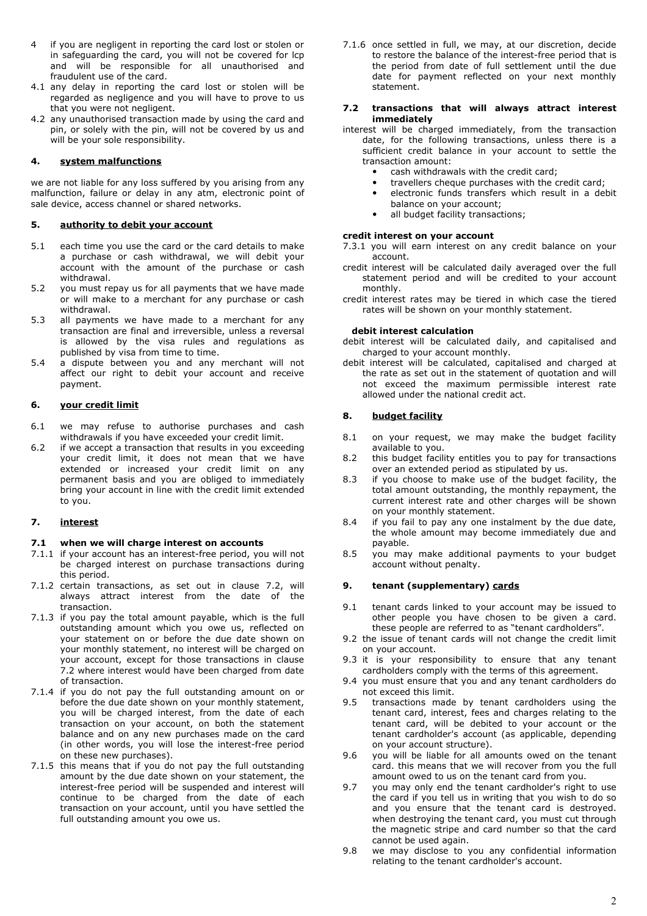4 if you are negligent in reporting the card lost or stolen or in safeguarding the card, you will not be covered for lcp and will be responsible for all unauthorised and fraudulent use of the card.

4.1 any delay in reporting the card lost or stolen will be regarded as negligence and you will have to prove to us that you were not negligent.

4.2 any unauthorised transaction made by using the card and pin, or solely with the pin, will not be covered by us and will be your sole responsibility.

#### 4. system malfunctions

we are not liable for any loss suffered by you arising from any malfunction, failure or delay in any atm, electronic point of sale device, access channel or shared networks.

#### 5. authority to debit your account

5.1 each time you use the card or the card details to make a purchase or cash withdrawal, we will debit your account with the amount of the purchase or cash withdrawal.

5.2 you must repay us for all payments that we have made or will make to a merchant for any purchase or cash withdrawal.

5.3 all payments we have made to a merchant for any transaction are final and irreversible, unless a reversal is allowed by the visa rules and regulations as published by visa from time to time.

5.4 a dispute between you and any merchant will not affect our right to debit your account and receive payment.

#### 6. your credit limit

6.1 we may refuse to authorise purchases and cash withdrawals if you have exceeded your credit limit.

6.2 if we accept a transaction that results in you exceeding your credit limit, it does not mean that we have extended or increased your credit limit on any permanent basis and you are obliged to immediately bring your account in line with the credit limit extended to you.

#### 7. interest

**7.1 when we will charge interest on accounts**

7.1.1 if your account has an interest-free period, you will not be charged interest on purchase transactions during this period.

7.1.2 certain transactions, as set out in clause 7.2, will always attract interest from the date of the transaction.

7.1.3 if you pay the total amount payable, which is the full outstanding amount which you owe us, reflected on your statement on or before the due date shown on your monthly statement, no interest will be charged on your account, except for those transactions in clause 7.2 where interest would have been charged from date of transaction.

7.1.4 if you do not pay the full outstanding amount on or before the due date shown on your monthly statement, you will be charged interest, from the date of each transaction on your account, on both the statement balance and on any new purchases made on the card (in other words, you will lose the interest-free period on these new purchases).

7.1.5 this means that if you do not pay the full outstanding amount by the due date shown on your statement, the interest-free period will be suspended and interest will continue to be charged from the date of each transaction on your account, until you have settled the full outstanding amount you owe us.

7.1.6 once settled in full, we may, at our discretion, decide to restore the balance of the interest-free period that is the period from date of full settlement until the due date for payment reflected on your next monthly statement.

**7.2 transactions that will always attract interest immediately**

interest will be charged immediately, from the transaction date, for the following transactions, unless there is a sufficient credit balance in your account to settle the transaction amount:

- cash withdrawals with the credit card;
- travellers cheque purchases with the credit card;
- electronic funds transfers which result in a debit balance on your account;
- all budget facility transactions;

**credit interest on your account**

7.3.1 you will earn interest on any credit balance on your account.

credit interest will be calculated daily averaged over the full statement period and will be credited to your account monthly.

credit interest rates may be tiered in which case the tiered rates will be shown on your monthly statement.

**debit interest calculation**

debit interest will be calculated daily, and capitalised and charged to your account monthly.

debit interest will be calculated, capitalised and charged at the rate as set out in the statement of quotation and will not exceed the maximum permissible interest rate allowed under the national credit act.

#### 8. budget facility

8.1 on your request, we may make the budget facility available to you.

8.2 this budget facility entitles you to pay for transactions over an extended period as stipulated by us.

8.3 if you choose to make use of the budget facility, the total amount outstanding, the monthly repayment, the current interest rate and other charges will be shown on your monthly statement.

8.4 if you fail to pay any one instalment by the due date, the whole amount may become immediately due and payable.

8.5 you may make additional payments to your budget account without penalty.

#### 9. tenant (supplementary) cards

9.1 tenant cards linked to your account may be issued to other people you have chosen to be given a card. these people are referred to as "tenant cardholders".

9.2 the issue of tenant cards will not change the credit limit on your account.

9.3 it is your responsibility to ensure that any tenant cardholders comply with the terms of this agreement.

9.4 you must ensure that you and any tenant cardholders do not exceed this limit.

9.5 transactions made by tenant cardholders using the tenant card, interest, fees and charges relating to the tenant card, will be debited to your account or the tenant cardholder's account (as applicable, depending on your account structure).

9.6 you will be liable for all amounts owed on the tenant card. this means that we will recover from you the full amount owed to us on the tenant card from you.

9.7 you may only end the tenant cardholder's right to use the card if you tell us in writing that you wish to do so and you ensure that the tenant card is destroyed. when destroying the tenant card, you must cut through the magnetic stripe and card number so that the card cannot be used again.

9.8 we may disclose to you any confidential information relating to the tenant cardholder's account.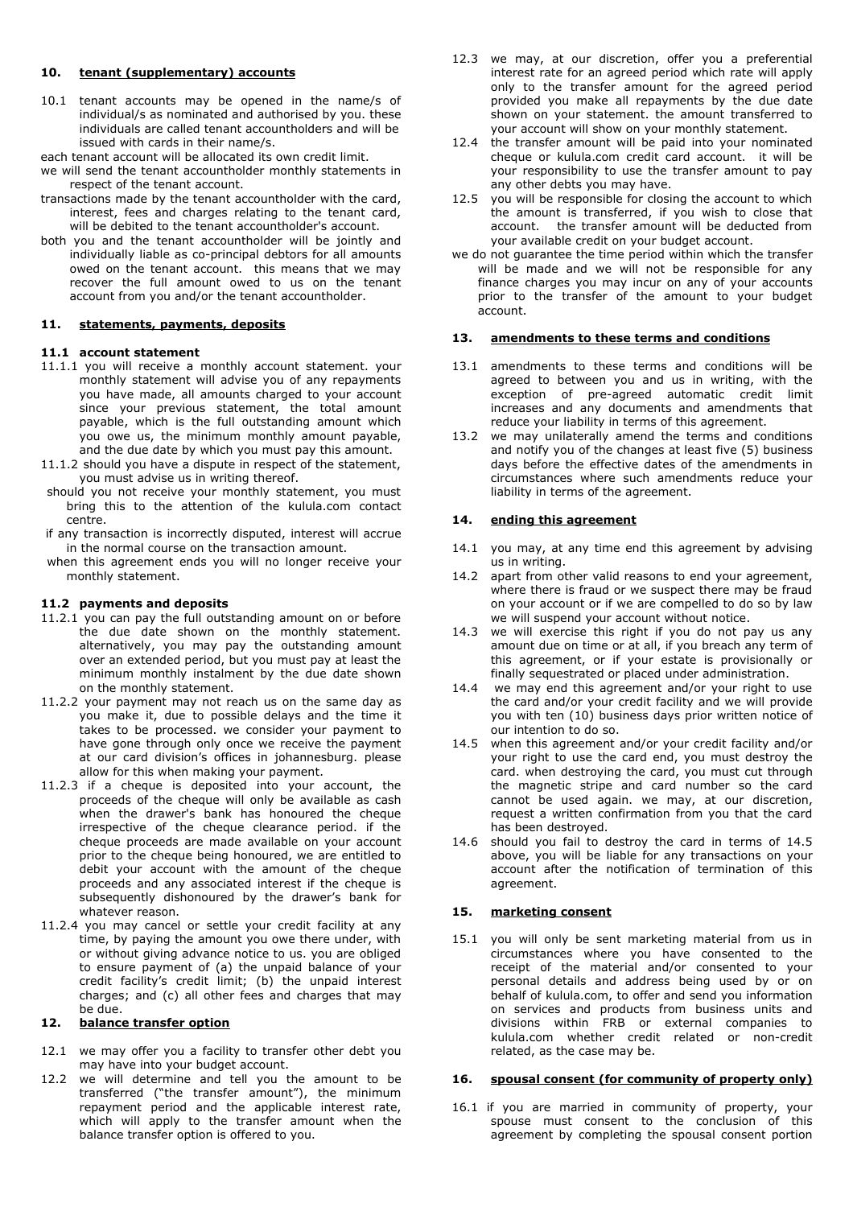## 10. tenant (supplementary) accounts

10.1 tenant accounts may be opened in the name/s of individual/s as nominated and authorised by you. these individuals are called tenant accountholders and will be issued with cards in their name/s.

each tenant account will be allocated its own credit limit.

we will send the tenant accountholder monthly statements in respect of the tenant account.

transactions made by the tenant accountholder with the card, interest, fees and charges relating to the tenant card, will be debited to the tenant accountholder's account.

both you and the tenant accountholder will be jointly and individually liable as co-principal debtors for all amounts owed on the tenant account. this means that we may recover the full amount owed to us on the tenant account from you and/or the tenant accountholder.

## 11. statements, payments, deposits

### 11.1 account statement

11.1.1 you will receive a monthly account statement. your monthly statement will advise you of any repayments you have made, all amounts charged to your account since your previous statement, the total amount payable, which is the full outstanding amount which you owe us, the minimum monthly amount payable, and the due date by which you must pay this amount.

11.1.2 should you have a dispute in respect of the statement, you must advise us in writing thereof.

should you not receive your monthly statement, you must bring this to the attention of the kulula.com contact centre.

if any transaction is incorrectly disputed, interest will accrue in the normal course on the transaction amount.

when this agreement ends you will no longer receive your monthly statement.

### 11.2 payments and deposits

11.2.1 you can pay the full outstanding amount on or before the due date shown on the monthly statement. alternatively, you may pay the outstanding amount over an extended period, but you must pay at least the minimum monthly instalment by the due date shown on the monthly statement.

11.2.2 your payment may not reach us on the same day as you make it, due to possible delays and the time it takes to be processed. we consider your payment to have gone through only once we receive the payment at our card division's offices in johannesburg. please allow for this when making your payment.

11.2.3 if a cheque is deposited into your account, the proceeds of the cheque will only be available as cash when the drawer's bank has honoured the cheque irrespective of the cheque clearance period. if the cheque proceeds are made available on your account prior to the cheque being honoured, we are entitled to debit your account with the amount of the cheque proceeds and any associated interest if the cheque is subsequently dishonoured by the drawer's bank for whatever reason.

11.2.4 you may cancel or settle your credit facility at any time, by paying the amount you owe there under, with or without giving advance notice to us. you are obliged to ensure payment of (a) the unpaid balance of your credit facility's credit limit; (b) the unpaid interest charges; and (c) all other fees and charges that may be due.

## 12. balance transfer option

12.1 we may offer you a facility to transfer other debt you may have into your budget account.

12.2 we will determine and tell you the amount to be transferred ("the transfer amount"), the minimum repayment period and the applicable interest rate, which will apply to the transfer amount when the balance transfer option is offered to you.

12.3 we may, at our discretion, offer you a preferential interest rate for an agreed period which rate will apply only to the transfer amount for the agreed period provided you make all repayments by the due date shown on your statement. the amount transferred to your account will show on your monthly statement.

12.4 the transfer amount will be paid into your nominated cheque or kulula.com credit card account. it will be your responsibility to use the transfer amount to pay any other debts you may have.

12.5 you will be responsible for closing the account to which the amount is transferred, if you wish to close that account. the transfer amount will be deducted from your available credit on your budget account.

we do not guarantee the time period within which the transfer will be made and we will not be responsible for any finance charges you may incur on any of your accounts prior to the transfer of the amount to your budget account.

## 13. amendments to these terms and conditions

13.1 amendments to these terms and conditions will be agreed to between you and us in writing, with the exception of pre-agreed automatic credit limit increases and any documents and amendments that reduce your liability in terms of this agreement.

13.2 we may unilaterally amend the terms and conditions and notify you of the changes at least five (5) business days before the effective dates of the amendments in circumstances where such amendments reduce your liability in terms of the agreement.

## 14. ending this agreement

14.1 you may, at any time end this agreement by advising us in writing.

14.2 apart from other valid reasons to end your agreement, where there is fraud or we suspect there may be fraud on your account or if we are compelled to do so by law we will suspend your account without notice.

14.3 we will exercise this right if you do not pay us any amount due on time or at all, if you breach any term of this agreement, or if your estate is provisionally or finally sequestrated or placed under administration.

14.4 we may end this agreement and/or your right to use the card and/or your credit facility and we will provide you with ten (10) business days prior written notice of our intention to do so.

14.5 when this agreement and/or your credit facility and/or your right to use the card end, you must destroy the card. when destroying the card, you must cut through the magnetic stripe and card number so the card cannot be used again. we may, at our discretion, request a written confirmation from you that the card has been destroyed.

14.6 should you fail to destroy the card in terms of 14.5 above, you will be liable for any transactions on your account after the notification of termination of this agreement.

## 15. marketing consent

15.1 you will only be sent marketing material from us in circumstances where you have consented to the receipt of the material and/or consented to your personal details and address being used by or on behalf of kulula.com, to offer and send you information on services and products from business units and divisions within FRB or external companies to kulula.com whether credit related or non-credit related, as the case may be.

## 16. spousal consent (for community of property only)

16.1 if you are married in community of property, your spouse must consent to the conclusion of this agreement by completing the spousal consent portion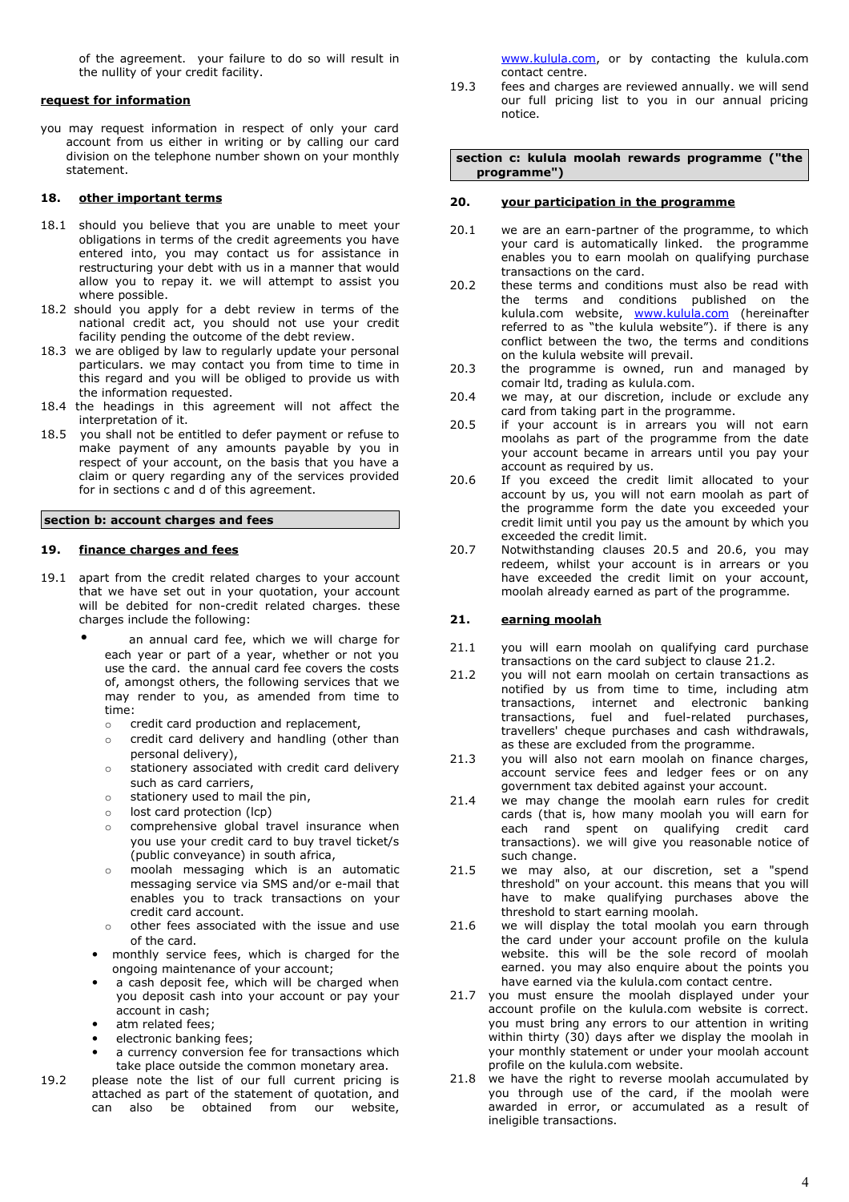of the agreement. your failure to do so will result in the nullity of your credit facility.

**request for information**

you may request information in respect of only your card account from us either in writing or by calling our card division on the telephone number shown on your monthly statement.

## 18. other important terms

18.1 should you believe that you are unable to meet your obligations in terms of the credit agreements you have entered into, you may contact us for assistance in restructuring your debt with us in a manner that would allow you to repay it. we will attempt to assist you where possible.

18.2 should you apply for a debt review in terms of the national credit act, you should not use your credit facility pending the outcome of the debt review.

18.3 we are obliged by law to regularly update your personal particulars. we may contact you from time to time in this regard and you will be obliged to provide us with the information requested.

18.4 the headings in this agreement will not affect the interpretation of it.

18.5 you shall not be entitled to defer payment or refuse to make payment of any amounts payable by you in respect of your account, on the basis that you have a claim or query regarding any of the services provided for in sections c and d of this agreement.

## section b: account charges and fees

## 19. finance charges and fees

19.1 apart from the credit related charges to your account that we have set out in your quotation, your account will be debited for non-credit related charges. these charges include the following:

- an annual card fee, which we will charge for each year or part of a year, whether or not you use the card. the annual card fee covers the costs of, amongst others, the following services that we may render to you, as amended from time to time:
  - credit card production and replacement,
  - credit card delivery and handling (other than personal delivery),
  - stationery associated with credit card delivery such as card carriers,
  - stationery used to mail the pin,
  - lost card protection (lcp)
  - comprehensive global travel insurance when you use your credit card to buy travel ticket/s (public conveyance) in south africa,
  - moolah messaging which is an automatic messaging service via SMS and/or e-mail that enables you to track transactions on your credit card account.
  - other fees associated with the issue and use of the card.
- monthly service fees, which is charged for the ongoing maintenance of your account;
- a cash deposit fee, which will be charged when you deposit cash into your account or pay your account in cash;
- atm related fees;
- electronic banking fees;
- a currency conversion fee for transactions which take place outside the common monetary area.

19.2 please note the list of our full current pricing is attached as part of the statement of quotation, and can also be obtained from our website, www.kulula.com, or by contacting the kulula.com contact centre.

19.3 fees and charges are reviewed annually. we will send our full pricing list to you in our annual pricing notice.

## section c: kulula moolah rewards programme ("the programme")

## 20. your participation in the programme

20.1 we are an earn-partner of the programme, to which your card is automatically linked. the programme enables you to earn moolah on qualifying purchase transactions on the card.

20.2 these terms and conditions must also be read with the terms and conditions published on the kulula.com website, www.kulula.com (hereinafter referred to as "the kulula website"). if there is any conflict between the two, the terms and conditions on the kulula website will prevail.

20.3 the programme is owned, run and managed by comair ltd, trading as kulula.com.

20.4 we may, at our discretion, include or exclude any card from taking part in the programme.

20.5 if your account is in arrears you will not earn moolahs as part of the programme from the date your account became in arrears until you pay your account as required by us.

20.6 If you exceed the credit limit allocated to your account by us, you will not earn moolah as part of the programme form the date you exceeded your credit limit until you pay us the amount by which you exceeded the credit limit.

20.7 Notwithstanding clauses 20.5 and 20.6, you may redeem, whilst your account is in arrears or you have exceeded the credit limit on your account, moolah already earned as part of the programme.

## 21. earning moolah

21.1 you will earn moolah on qualifying card purchase transactions on the card subject to clause 21.2.

21.2 you will not earn moolah on certain transactions as notified by us from time to time, including atm transactions, internet and electronic banking transactions, fuel and fuel-related purchases, travellers' cheque purchases and cash withdrawals, as these are excluded from the programme.

21.3 you will also not earn moolah on finance charges, account service fees and ledger fees or on any government tax debited against your account.

21.4 we may change the moolah earn rules for credit cards (that is, how many moolah you will earn for each rand spent on qualifying credit card transactions). we will give you reasonable notice of such change.

21.5 we may also, at our discretion, set a "spend threshold" on your account. this means that you will have to make qualifying purchases above the threshold to start earning moolah.

21.6 we will display the total moolah you earn through the card under your account profile on the kulula website. this will be the sole record of moolah earned. you may also enquire about the points you have earned via the kulula.com contact centre.

21.7 you must ensure the moolah displayed under your account profile on the kulula.com website is correct. you must bring any errors to our attention in writing within thirty (30) days after we display the moolah in your monthly statement or under your moolah account profile on the kulula.com website.

21.8 we have the right to reverse moolah accumulated by you through use of the card, if the moolah were awarded in error, or accumulated as a result of ineligible transactions.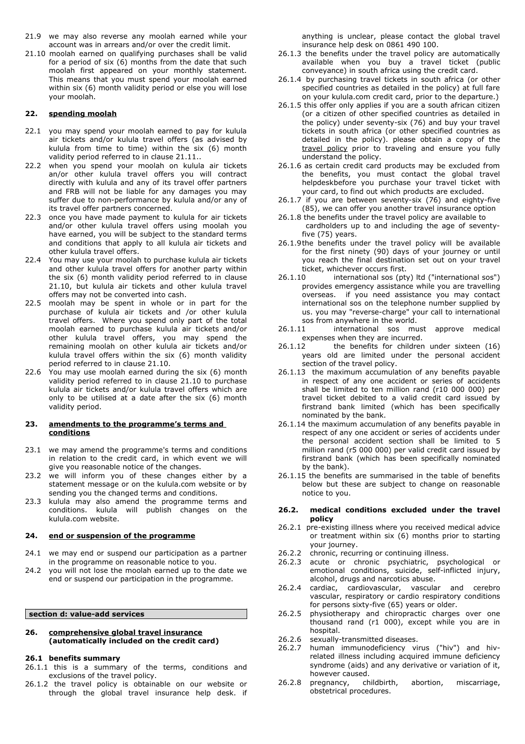21.9 we may also reverse any moolah earned while your account was in arrears and/or over the credit limit.

21.10 moolah earned on qualifying purchases shall be valid for a period of six (6) months from the date that such moolah first appeared on your monthly statement. This means that you must spend your moolah earned within six (6) month validity period or else you will lose your moolah.

## 22. spending moolah

22.1 you may spend your moolah earned to pay for kulula air tickets and/or kulula travel offers (as advised by kulula from time to time) within the six (6) month validity period referred to in clause 21.11..

22.2 when you spend your moolah on kulula air tickets an/or other kulula travel offers you will contract directly with kulula and any of its travel offer partners and FRB will not be liable for any damages you may suffer due to non-performance by kulula and/or any of its travel offer partners concerned.

22.3 once you have made payment to kulula for air tickets and/or other kulula travel offers using moolah you have earned, you will be subject to the standard terms and conditions that apply to all kulula air tickets and other kulula travel offers.

22.4 You may use your moolah to purchase kulula air tickets and other kulula travel offers for another party within the six (6) month validity period referred to in clause 21.10, but kulula air tickets and other kulula travel offers may not be converted into cash.

22.5 moolah may be spent in whole or in part for the purchase of kulula air tickets and /or other kulula travel offers. Where you spend only part of the total moolah earned to purchase kulula air tickets and/or other kulula travel offers, you may spend the remaining moolah on other kulula air tickets and/or kulula travel offers within the six (6) month validity period referred to in clause 21.10.

22.6 You may use moolah earned during the six (6) month validity period referred to in clause 21.10 to purchase kulula air tickets and/or kulula travel offers which are only to be utilised at a date after the six (6) month validity period.

## 23. amendments to the programme's terms and conditions

23.1 we may amend the programme's terms and conditions in relation to the credit card, in which event we will give you reasonable notice of the changes.

23.2 we will inform you of these changes either by a statement message or on the kulula.com website or by sending you the changed terms and conditions.

23.3 kulula may also amend the programme terms and conditions. kulula will publish changes on the kulula.com website.

## 24. end or suspension of the programme

24.1 we may end or suspend our participation as a partner in the programme on reasonable notice to you.

24.2 you will not lose the moolah earned up to the date we end or suspend our participation in the programme.

# section d: value-add services

## 26. comprehensive global travel insurance (automatically included on the credit card)

### 26.1 benefits summary

26.1.1 this is a summary of the terms, conditions and exclusions of the travel policy.

26.1.2 the travel policy is obtainable on our website or through the global travel insurance help desk. if anything is unclear, please contact the global travel insurance help desk on 0861 490 100.

26.1.3 the benefits under the travel policy are automatically available when you buy a travel ticket (public conveyance) in south africa using the credit card.

26.1.4 by purchasing travel tickets in south africa (or other specified countries as detailed in the policy) at full fare on your kulula.com credit card, prior to the departure.)

26.1.5 this offer only applies if you are a south african citizen (or a citizen of other specified countries as detailed in the policy) under seventy-six (76) and buy your travel tickets in south africa (or other specified countries as detailed in the policy). please obtain a copy of the travel policy prior to traveling and ensure you fully understand the policy.

26.1.6 as certain credit card products may be excluded from the benefits, you must contact the global travel helpdeskbefore you purchase your travel ticket with your card, to find out which products are excluded.

26.1.7 if you are between seventy-six (76) and eighty-five (85), we can offer you another travel insurance option

26.1.8 the benefits under the travel policy are available to cardholders up to and including the age of seventy-five (75) years.

26.1.9 the benefits under the travel policy will be available for the first ninety (90) days of your journey or until you reach the final destination set out on your travel ticket, whichever occurs first.

26.1.10 international sos (pty) ltd ("international sos") provides emergency assistance while you are travelling overseas. if you need assistance you may contact international sos on the telephone number supplied by us. you may "reverse-charge" your call to international sos from anywhere in the world.

26.1.11 international sos must approve medical expenses when they are incurred.

26.1.12 the benefits for children under sixteen (16) years old are limited under the personal accident section of the travel policy.

26.1.13 the maximum accumulation of any benefits payable in respect of any one accident or series of accidents shall be limited to ten million rand (r10 000 000) per travel ticket debited to a valid credit card issued by firstrand bank limited (which has been specifically nominated by the bank.

26.1.14 the maximum accumulation of any benefits payable in respect of any one accident or series of accidents under the personal accident section shall be limited to 5 million rand (r5 000 000) per valid credit card issued by firstrand bank (which has been specifically nominated by the bank).

26.1.15 the benefits are summarised in the table of benefits below but these are subject to change on reasonable notice to you.

### 26.2. medical conditions excluded under the travel policy

26.2.1 pre-existing illness where you received medical advice or treatment within six (6) months prior to starting your journey.

26.2.2 chronic, recurring or continuing illness.

26.2.3 acute or chronic psychiatric, psychological or emotional conditions, suicide, self-inflicted injury, alcohol, drugs and narcotics abuse.

26.2.4 cardiac, cardiovascular, vascular and cerebro vascular, respiratory or cardio respiratory conditions for persons sixty-five (65) years or older.

26.2.5 physiotherapy and chiropractic charges over one thousand rand (r1 000), except while you are in hospital.

26.2.6 sexually-transmitted diseases.

26.2.7 human immunodeficiency virus ("hiv") and hiv-related illness including acquired immune deficiency syndrome (aids) and any derivative or variation of it, however caused.

26.2.8 pregnancy, childbirth, abortion, miscarriage, obstetrical procedures.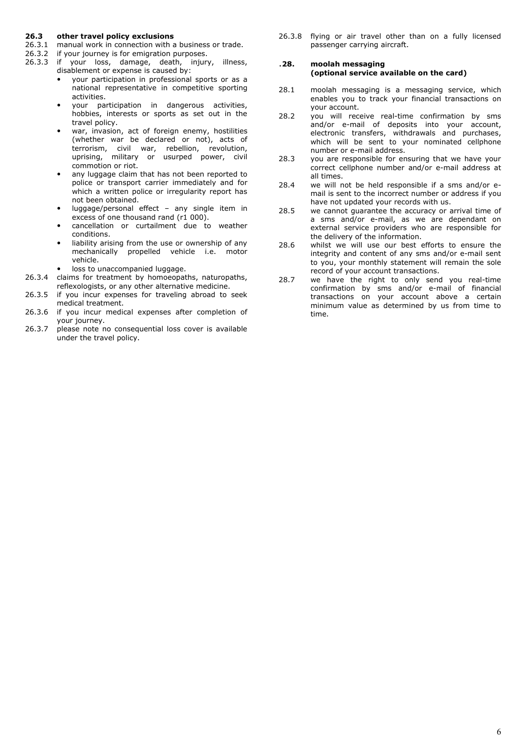**26.3 other travel policy exclusions**

26.3.1 manual work in connection with a business or trade.

26.3.2 if your journey is for emigration purposes.

26.3.3 if your loss, damage, death, injury, illness, disablement or expense is caused by:

- your participation in professional sports or as a national representative in competitive sporting activities.
- your participation in dangerous activities, hobbies, interests or sports as set out in the travel policy.
- war, invasion, act of foreign enemy, hostilities (whether war be declared or not), acts of terrorism, civil war, rebellion, revolution, uprising, military or usurped power, civil commotion or riot.
- any luggage claim that has not been reported to police or transport carrier immediately and for which a written police or irregularity report has not been obtained.
- luggage/personal effect – any single item in excess of one thousand rand (r1 000).
- cancellation or curtailment due to weather conditions.
- liability arising from the use or ownership of any mechanically propelled vehicle i.e. motor vehicle.
- loss to unaccompanied luggage.

26.3.4 claims for treatment by homoeopaths, naturopaths, reflexologists, or any other alternative medicine.

26.3.5 if you incur expenses for traveling abroad to seek medical treatment.

26.3.6 if you incur medical expenses after completion of your journey.

26.3.7 please note no consequential loss cover is available under the travel policy.

26.3.8 flying or air travel other than on a fully licensed passenger carrying aircraft.

**.28. moolah messaging**
**(optional service available on the card)**

28.1 moolah messaging is a messaging service, which enables you to track your financial transactions on your account.

28.2 you will receive real-time confirmation by sms and/or e-mail of deposits into your account, electronic transfers, withdrawals and purchases, which will be sent to your nominated cellphone number or e-mail address.

28.3 you are responsible for ensuring that we have your correct cellphone number and/or e-mail address at all times.

28.4 we will not be held responsible if a sms and/or e-mail is sent to the incorrect number or address if you have not updated your records with us.

28.5 we cannot guarantee the accuracy or arrival time of a sms and/or e-mail, as we are dependant on external service providers who are responsible for the delivery of the information.

28.6 whilst we will use our best efforts to ensure the integrity and content of any sms and/or e-mail sent to you, your monthly statement will remain the sole record of your account transactions.

28.7 we have the right to only send you real-time confirmation by sms and/or e-mail of financial transactions on your account above a certain minimum value as determined by us from time to time.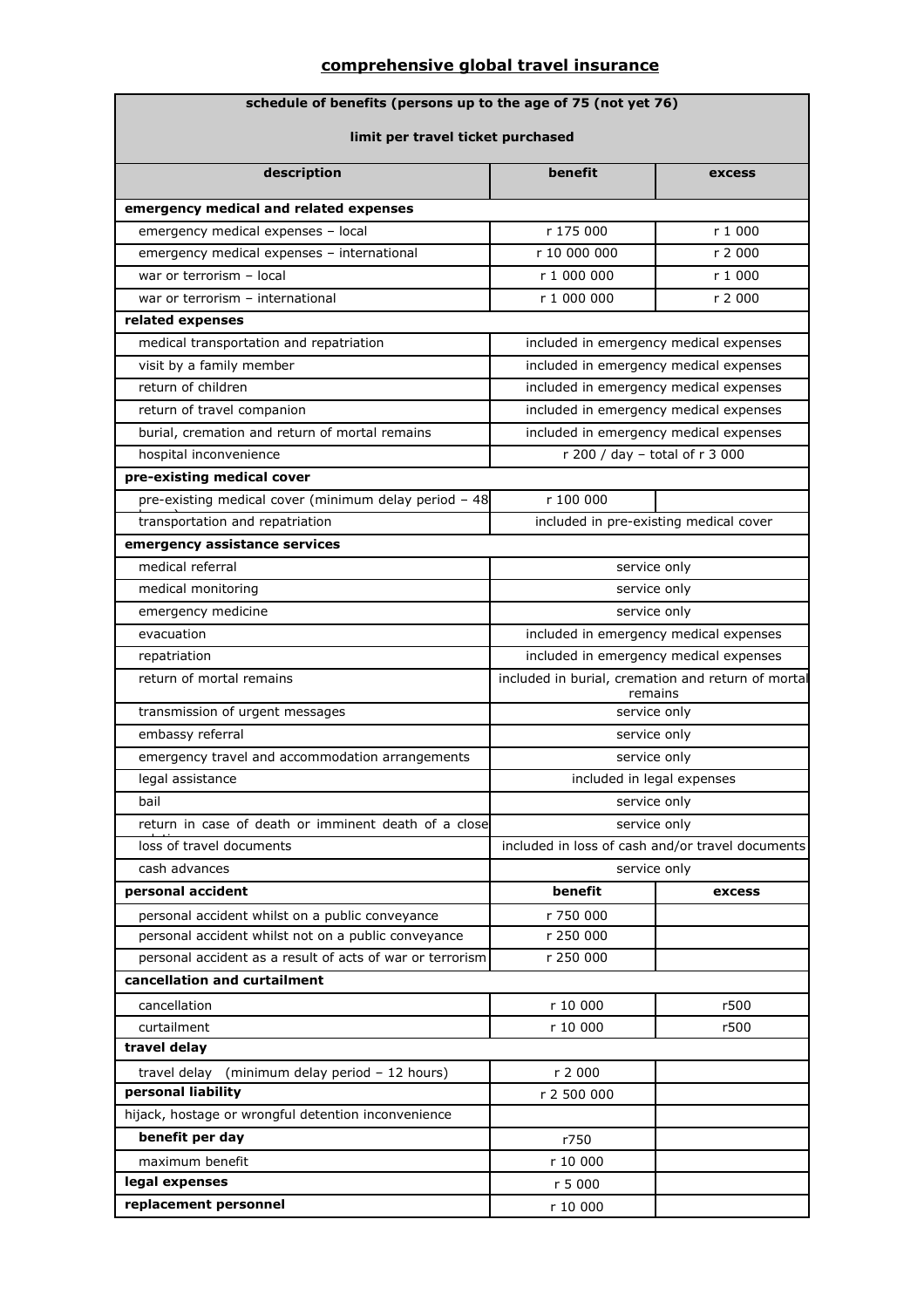## comprehensive global travel insurance

| schedule of benefits (persons up to the age of 75 (not yet 76) limit per travel ticket purchased | | |
|---|---|---|
| **description** | **benefit** | **excess** |
| **emergency medical and related expenses** | | |
| emergency medical expenses – local | r 175 000 | r 1 000 |
| emergency medical expenses – international | r 10 000 000 | r 2 000 |
| war or terrorism – local | r 1 000 000 | r 1 000 |
| war or terrorism – international | r 1 000 000 | r 2 000 |
| **related expenses** | | |
| medical transportation and repatriation | included in emergency medical expenses | |
| visit by a family member | included in emergency medical expenses | |
| return of children | included in emergency medical expenses | |
| return of travel companion | included in emergency medical expenses | |
| burial, cremation and return of mortal remains | included in emergency medical expenses | |
| hospital inconvenience | r 200 / day – total of r 3 000 | |
| **pre-existing medical cover** | | |
| pre-existing medical cover (minimum delay period – 48 hours) | r 100 000 | |
| transportation and repatriation | included in pre-existing medical cover | |
| **emergency assistance services** | | |
| medical referral | service only | |
| medical monitoring | service only | |
| emergency medicine | service only | |
| evacuation | included in emergency medical expenses | |
| repatriation | included in emergency medical expenses | |
| return of mortal remains | included in burial, cremation and return of mortal remains | |
| transmission of urgent messages | service only | |
| embassy referral | service only | |
| emergency travel and accommodation arrangements | service only | |
| legal assistance | included in legal expenses | |
| bail | service only | |
| return in case of death or imminent death of a close relative | service only | |
| loss of travel documents | included in loss of cash and/or travel documents | |
| cash advances | service only | |
| **personal accident** | **benefit** | **excess** |
| personal accident whilst on a public conveyance | r 750 000 | |
| personal accident whilst not on a public conveyance | r 250 000 | |
| personal accident as a result of acts of war or terrorism | r 250 000 | |
| **cancellation and curtailment** | | |
| cancellation | r 10 000 | r500 |
| curtailment | r 10 000 | r500 |
| **travel delay** | | |
| travel delay (minimum delay period – 12 hours) | r 2 000 | |
| **personal liability** | r 2 500 000 | |
| hijack, hostage or wrongful detention inconvenience | | |
| **benefit per day** | r750 | |
| maximum benefit | r 10 000 | |
| **legal expenses** | r 5 000 | |
| **replacement personnel** | r 10 000 | |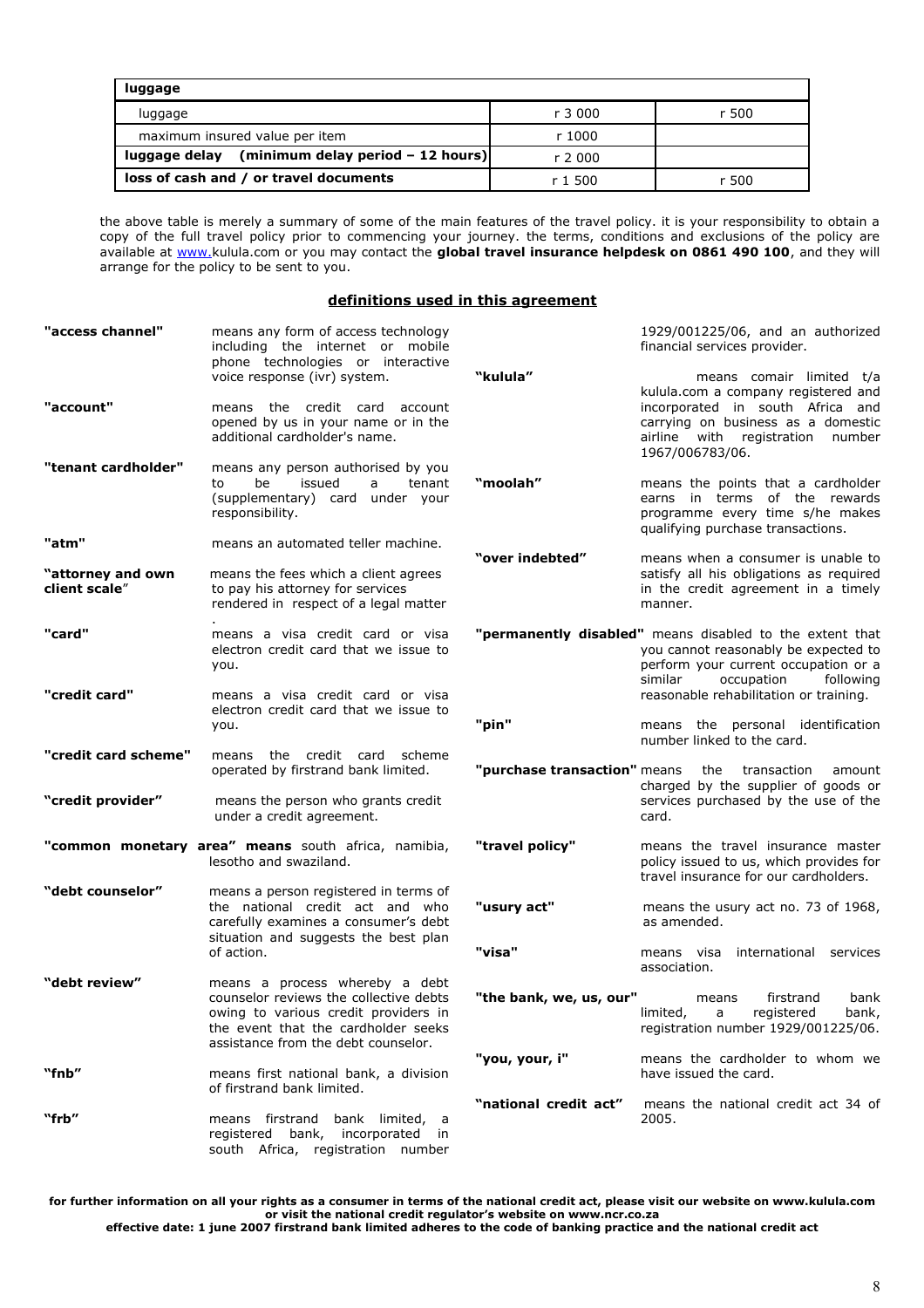| luggage | | |
|---|---|---|
| luggage | r 3 000 | r 500 |
| maximum insured value per item | r 1000 | |
| **luggage delay (minimum delay period – 12 hours)** | r 2 000 | |
| **loss of cash and / or travel documents** | r 1 500 | r 500 |

the above table is merely a summary of some of the main features of the travel policy. it is your responsibility to obtain a copy of the full travel policy prior to commencing your journey. the terms, conditions and exclusions of the policy are available at www.kulula.com or you may contact the **global travel insurance helpdesk on 0861 490 100**, and they will arrange for the policy to be sent to you.

## definitions used in this agreement

**"access channel"** means any form of access technology including the internet or mobile phone technologies or interactive voice response (ivr) system.

**"account"** means the credit card account opened by us in your name or in the additional cardholder's name.

**"tenant cardholder"** means any person authorised by you to be issued a tenant (supplementary) card under your responsibility.

**"atm"** means an automated teller machine.

**"attorney and own client scale"** means the fees which a client agrees to pay his attorney for services rendered in respect of a legal matter .

**"card"** means a visa credit card or visa electron credit card that we issue to you.

**"credit card"** means a visa credit card or visa electron credit card that we issue to you.

**"credit card scheme"** means the credit card scheme operated by firstrand bank limited.

**"credit provider"** means the person who grants credit under a credit agreement.

**"common monetary area" means** south africa, namibia, lesotho and swaziland.

**"debt counselor"** means a person registered in terms of the national credit act and who carefully examines a consumer's debt situation and suggests the best plan of action.

**"debt review"** means a process whereby a debt counselor reviews the collective debts owing to various credit providers in the event that the cardholder seeks assistance from the debt counselor.

**"fnb"** means first national bank, a division of firstrand bank limited.

**"frb"** means firstrand bank limited, a registered bank, incorporated in south Africa, registration number 1929/001225/06, and an authorized financial services provider.

**"kulula"** means comair limited t/a kulula.com a company registered and incorporated in south Africa and carrying on business as a domestic airline with registration number 1967/006783/06.

**"moolah"** means the points that a cardholder earns in terms of the rewards programme every time s/he makes qualifying purchase transactions.

**"over indebted"** means when a consumer is unable to satisfy all his obligations as required in the credit agreement in a timely manner.

**"permanently disabled"** means disabled to the extent that you cannot reasonably be expected to perform your current occupation or a similar occupation following reasonable rehabilitation or training.

**"pin"** means the personal identification number linked to the card.

**"purchase transaction"** means the transaction amount charged by the supplier of goods or services purchased by the use of the card.

**"travel policy"** means the travel insurance master policy issued to us, which provides for travel insurance for our cardholders.

**"usury act"** means the usury act no. 73 of 1968, as amended.

**"visa"** means visa international services association.

**"the bank, we, us, our"** means firstrand bank limited, a registered bank, registration number 1929/001225/06.

**"you, your, i"** means the cardholder to whom we have issued the card.

**"national credit act"** means the national credit act 34 of 2005.

**for further information on all your rights as a consumer in terms of the national credit act, please visit our website on www.kulula.com or visit the national credit regulator's website on www.ncr.co.za**

**effective date: 1 june 2007 firstrand bank limited adheres to the code of banking practice and the national credit act**